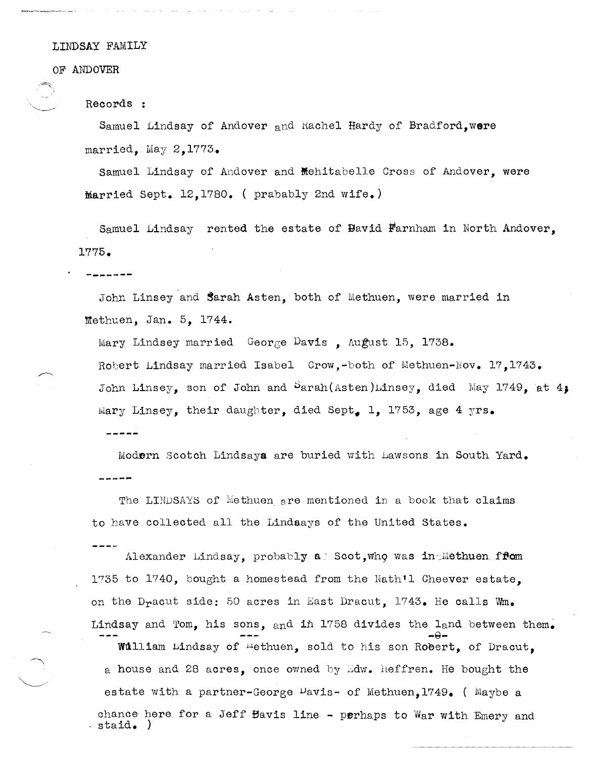LINDSAY FAMILY

OF ANDOVER

Records :

Samuel Lindsay of Andover and Rachel Hardy of Bradford, were married, May 2, 1773.

Samuel Lindsay of Andover and Mehitabelle Cross of Andover, were Married Sept. 12, 1780. ( prabably 2nd wife.)

Samuel Lindsay rented the estate of David Farnham in North Andover, 1775.

-------

John Linsey and Sarah Asten, both of Methuen, were married in Methuen, Jan. 5, 1744.

Mary Lindsey married George Davis , August 15, 1738.

Robert Lindsay married Isabel Crow,-both of Methuen-Nov. 17, 1743.

John Linsey, son of John and Sarah(Asten)Linsey, died May 1749, at 4;

Mary Linsey, their daughter, died Sept. 1, 1753, age 4 yrs.

-----

Modern Scotch Lindsays are buried with Lawsons in South Yard.

-----

The LINDSAYS of Methuen are mentioned in a book that claims to have collected all the Lindsays of the United States.

----

Alexander Lindsay, probably a Scot, who was in Methuen from 1735 to 1740, bought a homestead from the Nath'l Cheever estate, on the Dracut side: 50 acres in East Dracut, 1743. He calls Wm. Lindsay and Tom, his sons, and in 1758 divides the land between them.

--- --- -0-

William Lindsay of Methuen, sold to his son Robert, of Dracut, a house and 28 acres, once owned by Edw. Heffren. He bought the estate with a partner-George Davis- of Methuen, 1749. ( Maybe a chance here for a Jeff Davis line - perhaps to War with Emery and staid. )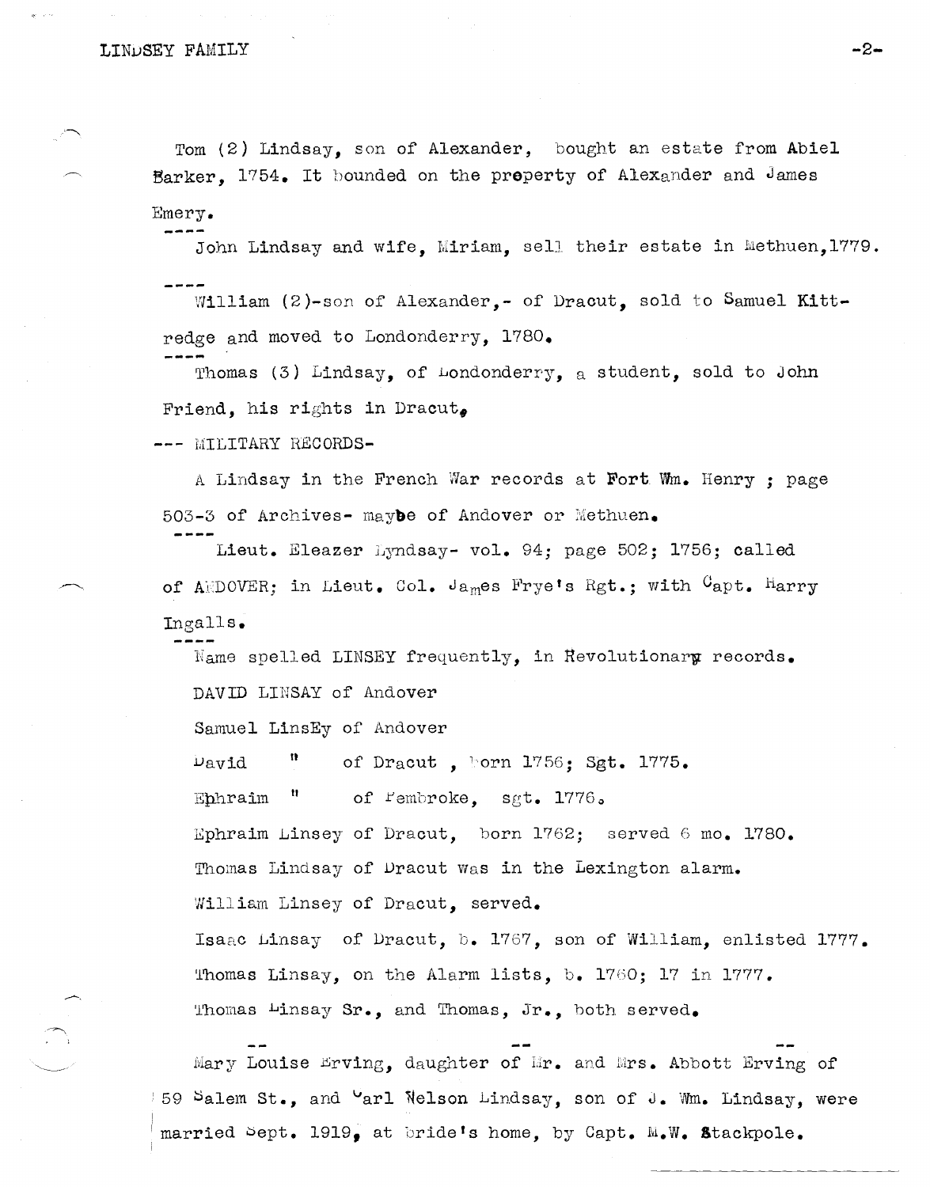Tom (2) Lindsay, son of Alexander, bought an estate from Abiel Barker, 1754. It bounded on the property of Alexander and James Emery.

----

John Lindsay and wife, Miriam, sell their estate in Methuen,1779.

----

William (2)-son of Alexander,- of Dracut, sold to Samuel Kittredge and moved to Londonderry, 1780.

----

Thomas (3) Lindsay, of Londonderry, a student, sold to John Friend, his rights in Dracut.

--- MILITARY RECORDS-

A Lindsay in the French War records at Fort Wm. Henry ; page 503-3 of Archives- maybe of Andover or Methuen.

----

Lieut. Eleazer Lyndsay- vol. 94; page 502; 1756; called of ANDOVER; in Lieut. Col. James Frye's Rgt.; with Capt. Harry Ingalls.

----

Name spelled LINSEY frequently, in Revolutionary records.

DAVID LINSAY of Andover

Samuel LinsEy of Andover

David " of Dracut , born 1756; Sgt. 1775.

Ephraim " of Pembroke, sgt. 1776.

Ephraim Linsey of Dracut, born 1762; served 6 mo. 1780.

Thomas Lindsay of Dracut was in the Lexington alarm.

William Linsey of Dracut, served.

Isaac Linsay of Dracut, b. 1767, son of William, enlisted 1777.

Thomas Linsay, on the Alarm lists, b. 1760; 17 in 1777.

Thomas Linsay Sr., and Thomas, Jr., both served.

-- -- --

Mary Louise Erving, daughter of Mr. and Mrs. Abbott Erving of 59 Salem St., and Carl Nelson Lindsay, son of J. Wm. Lindsay, were married Sept. 1919, at bride's home, by Capt. M.W. Stackpole.